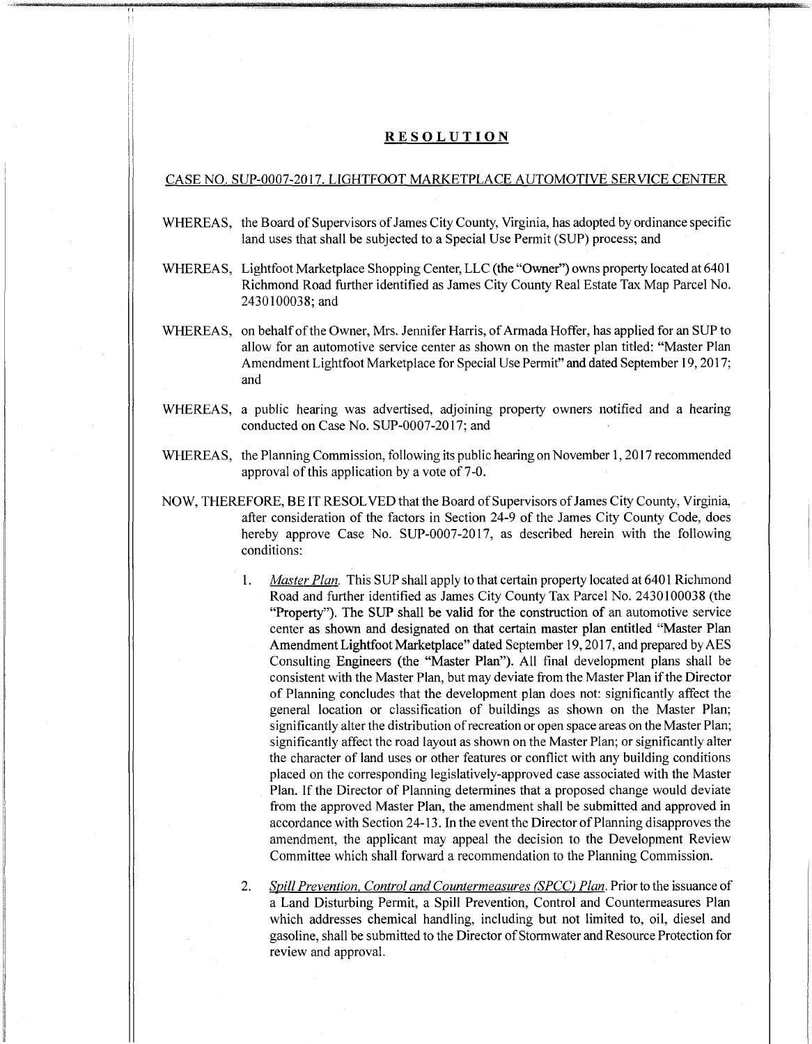# RESOLUTION

CASE NO. SUP-0007-2017. LIGHTFOOT MARKETPLACE AUTOMOTIVE SERVICE CENTER

WHEREAS, the Board of Supervisors of James City County, Virginia, has adopted by ordinance specific land uses that shall be subjected to a Special Use Permit (SUP) process; and

WHEREAS, Lightfoot Marketplace Shopping Center, LLC (the "Owner") owns property located at 6401 Richmond Road further identified as James City County Real Estate Tax Map Parcel No. 2430100038; and

WHEREAS, on behalf of the Owner, Mrs. Jennifer Harris, of Armada Hoffer, has applied for an SUP to allow for an automotive service center as shown on the master plan titled: "Master Plan Amendment Lightfoot Marketplace for Special Use Permit" and dated September 19, 2017; and

WHEREAS, a public hearing was advertised, adjoining property owners notified and a hearing conducted on Case No. SUP-0007-2017; and

WHEREAS, the Planning Commission, following its public hearing on November 1, 2017 recommended approval of this application by a vote of 7-0.

NOW, THEREFORE, BE IT RESOLVED that the Board of Supervisors of James City County, Virginia, after consideration of the factors in Section 24-9 of the James City County Code, does hereby approve Case No. SUP-0007-2017, as described herein with the following conditions:

1. *Master Plan.* This SUP shall apply to that certain property located at 6401 Richmond Road and further identified as James City County Tax Parcel No. 2430100038 (the "Property"). The SUP shall be valid for the construction of an automotive service center as shown and designated on that certain master plan entitled "Master Plan Amendment Lightfoot Marketplace" dated September 19, 2017, and prepared by AES Consulting Engineers (the "Master Plan"). All final development plans shall be consistent with the Master Plan, but may deviate from the Master Plan if the Director of Planning concludes that the development plan does not: significantly affect the general location or classification of buildings as shown on the Master Plan; significantly alter the distribution of recreation or open space areas on the Master Plan; significantly affect the road layout as shown on the Master Plan; or significantly alter the character of land uses or other features or conflict with any building conditions placed on the corresponding legislatively-approved case associated with the Master Plan. If the Director of Planning determines that a proposed change would deviate from the approved Master Plan, the amendment shall be submitted and approved in accordance with Section 24-13. In the event the Director of Planning disapproves the amendment, the applicant may appeal the decision to the Development Review Committee which shall forward a recommendation to the Planning Commission.

2. *Spill Prevention, Control and Countermeasures (SPCC) Plan.* Prior to the issuance of a Land Disturbing Permit, a Spill Prevention, Control and Countermeasures Plan which addresses chemical handling, including but not limited to, oil, diesel and gasoline, shall be submitted to the Director of Stormwater and Resource Protection for review and approval.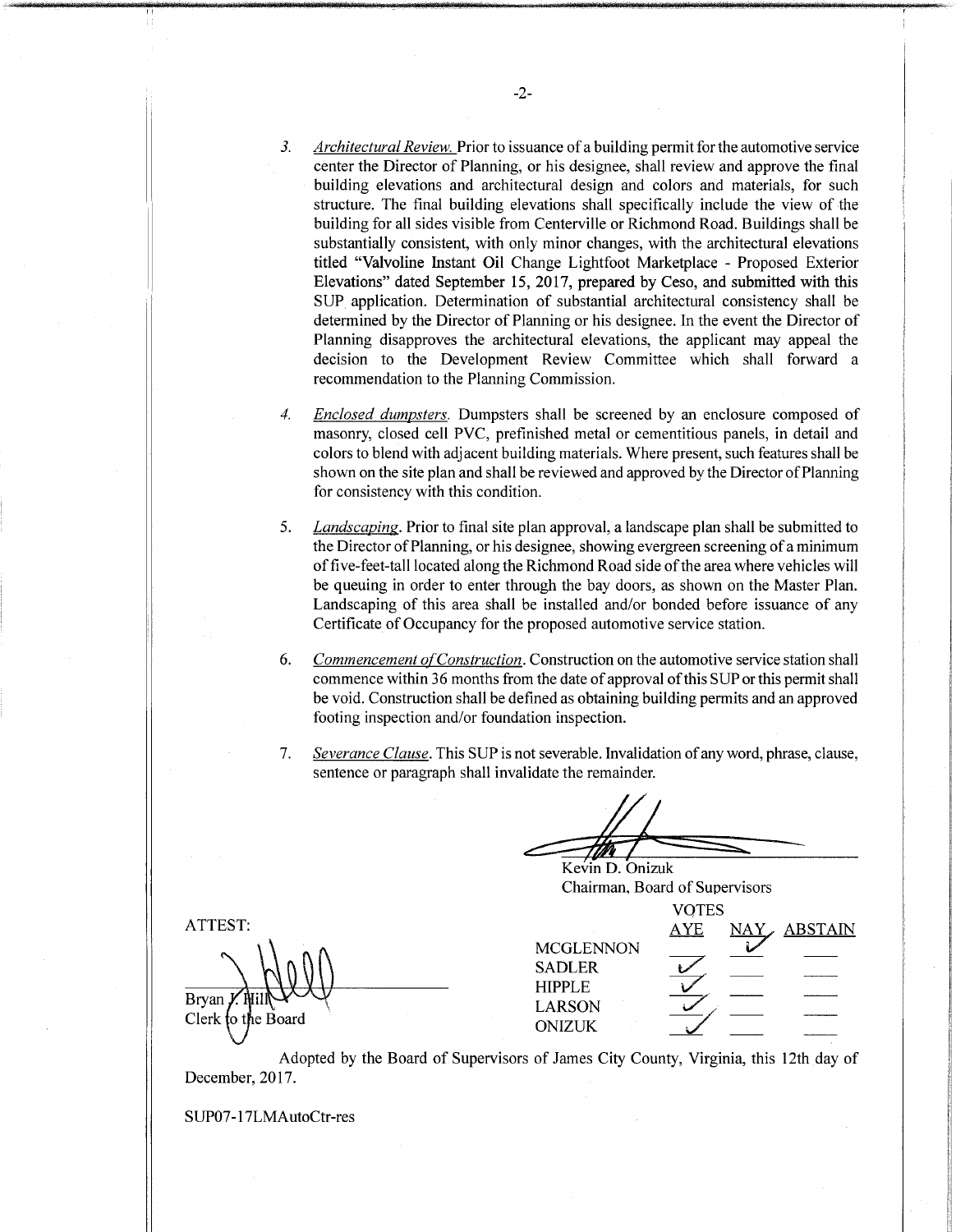3. *Architectural Review.* Prior to issuance of a building permit for the automotive service center the Director of Planning, or his designee, shall review and approve the final building elevations and architectural design and colors and materials, for such structure. The final building elevations shall specifically include the view of the building for all sides visible from Centerville or Richmond Road. Buildings shall be substantially consistent, with only minor changes, with the architectural elevations titled "Valvoline Instant Oil Change Lightfoot Marketplace - Proposed Exterior Elevations" dated September 15, 2017, prepared by Ceso, and submitted with this SUP application. Determination of substantial architectural consistency shall be determined by the Director of Planning or his designee. In the event the Director of Planning disapproves the architectural elevations, the applicant may appeal the decision to the Development Review Committee which shall forward a recommendation to the Planning Commission.

4. *Enclosed dumpsters.* Dumpsters shall be screened by an enclosure composed of masonry, closed cell PVC, prefinished metal or cementitious panels, in detail and colors to blend with adjacent building materials. Where present, such features shall be shown on the site plan and shall be reviewed and approved by the Director of Planning for consistency with this condition.

5. *Landscaping.* Prior to final site plan approval, a landscape plan shall be submitted to the Director of Planning, or his designee, showing evergreen screening of a minimum of five-feet-tall located along the Richmond Road side of the area where vehicles will be queuing in order to enter through the bay doors, as shown on the Master Plan. Landscaping of this area shall be installed and/or bonded before issuance of any Certificate of Occupancy for the proposed automotive service station.

6. *Commencement of Construction.* Construction on the automotive service station shall commence within 36 months from the date of approval of this SUP or this permit shall be void. Construction shall be defined as obtaining building permits and an approved footing inspection and/or foundation inspection.

7. *Severance Clause.* This SUP is not severable. Invalidation of any word, phrase, clause, sentence or paragraph shall invalidate the remainder.

Kevin D. Onizuk
Chairman, Board of Supervisors

ATTEST:

Bryan J. Hill
Clerk to the Board

| VOTES | AYE | NAY | ABSTAIN |
|---|---|---|---|
| MCGLENNON | | ✓ | |
| SADLER | ✓ | | |
| HIPPLE | ✓ | | |
| LARSON | ✓ | | |
| ONIZUK | ✓ | | |

Adopted by the Board of Supervisors of James City County, Virginia, this 12th day of December, 2017.

SUP07-17LMAutoCtr-res